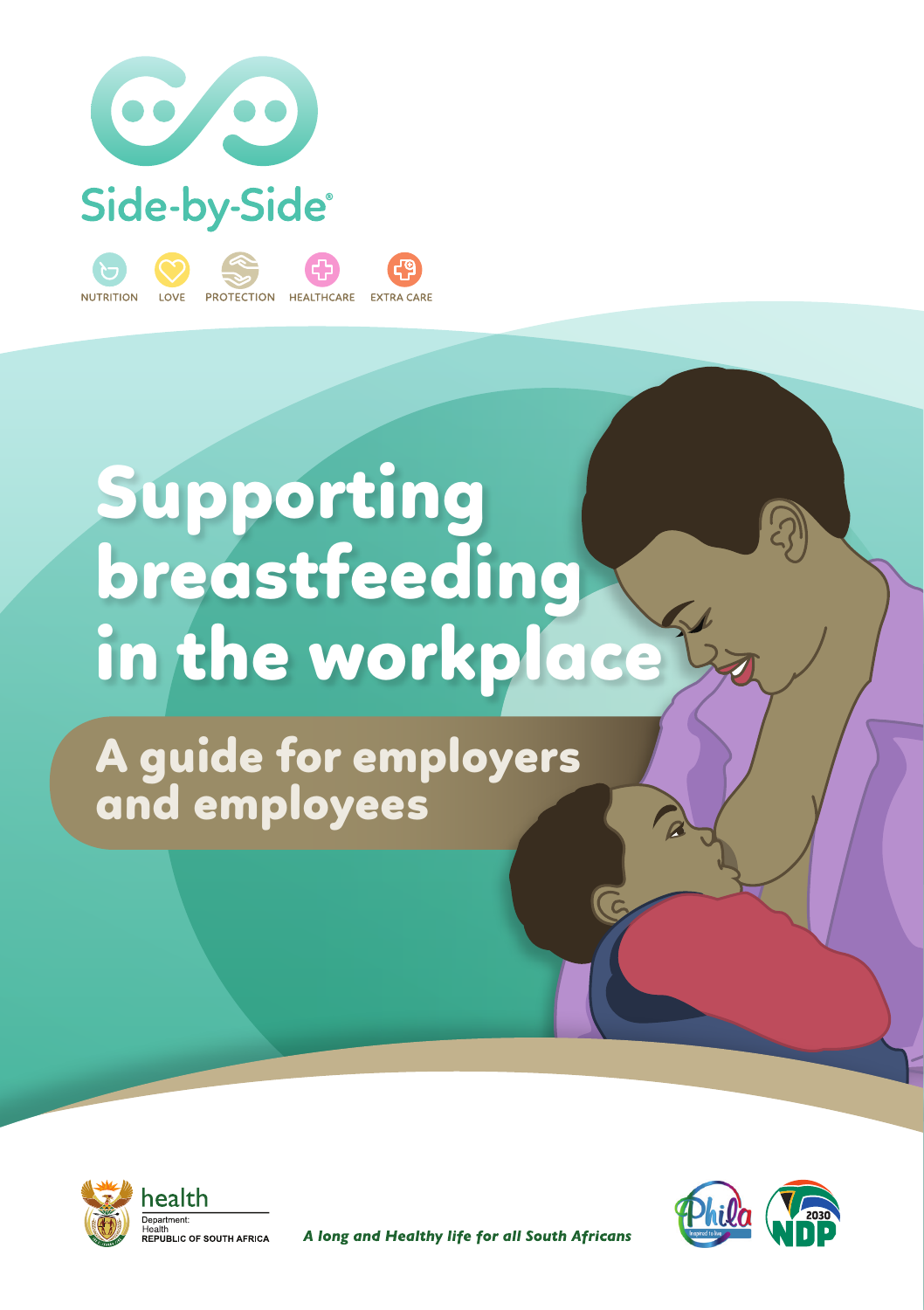Side-by-Side®

NUTRITION LOVE PROTECTION HEALTHCARE EXTRA CARE

# Supporting breastfeeding in the workplace

## A guide for employers and employees

health
Department:
Health
REPUBLIC OF SOUTH AFRICA

*A long and Healthy life for all South Africans*

Phila
Inspired to live

2030 NDP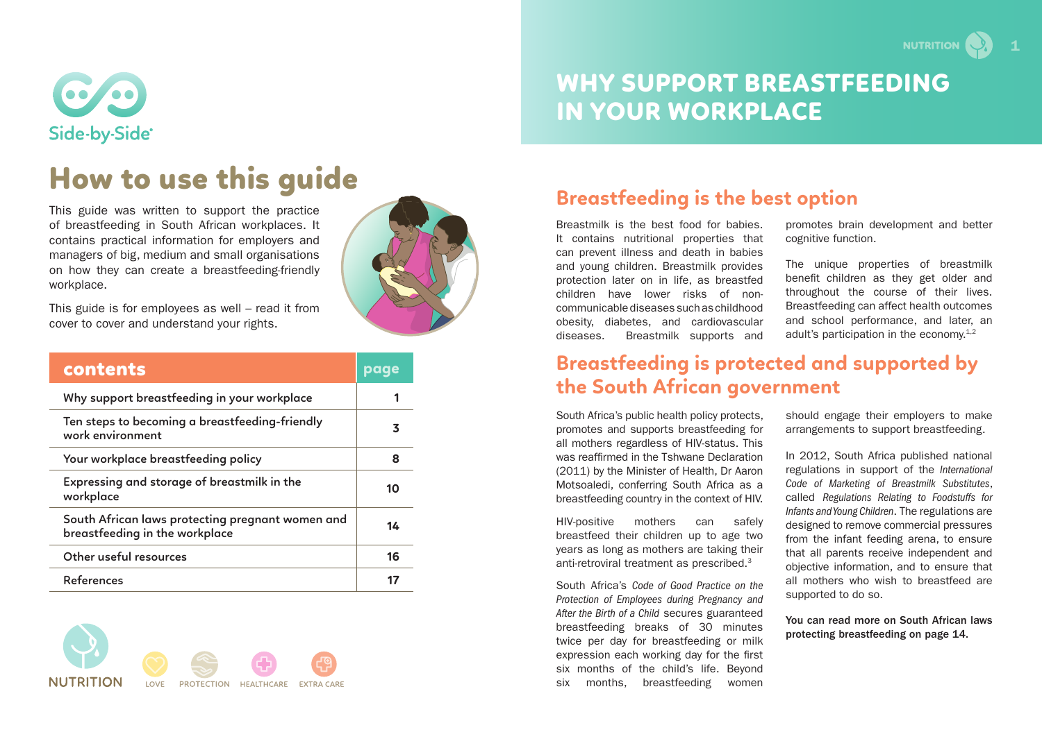Side-by-Side

# How to use this guide

This guide was written to support the practice of breastfeeding in South African workplaces. It contains practical information for employers and managers of big, medium and small organisations on how they can create a breastfeeding-friendly workplace.

This guide is for employees as well – read it from cover to cover and understand your rights.

| contents | page |
|---|---|
| Why support breastfeeding in your workplace | 1 |
| Ten steps to becoming a breastfeeding-friendly work environment | 3 |
| Your workplace breastfeeding policy | 8 |
| Expressing and storage of breastmilk in the workplace | 10 |
| South African laws protecting pregnant women and breastfeeding in the workplace | 14 |
| Other useful resources | 16 |
| References | 17 |

NUTRITION LOVE PROTECTION HEALTHCARE EXTRA CARE

# WHY SUPPORT BREASTFEEDING IN YOUR WORKPLACE

## Breastfeeding is the best option

Breastmilk is the best food for babies. It contains nutritional properties that can prevent illness and death in babies and young children. Breastmilk provides protection later on in life, as breastfed children have lower risks of non-communicable diseases such as childhood obesity, diabetes, and cardiovascular diseases. Breastmilk supports and promotes brain development and better cognitive function.

The unique properties of breastmilk benefit children as they get older and throughout the course of their lives. Breastfeeding can affect health outcomes and school performance, and later, an adult's participation in the economy.[1,2]

## Breastfeeding is protected and supported by the South African government

South Africa's public health policy protects, promotes and supports breastfeeding for all mothers regardless of HIV-status. This was reaffirmed in the Tshwane Declaration (2011) by the Minister of Health, Dr Aaron Motsoaledi, conferring South Africa as a breastfeeding country in the context of HIV.

HIV-positive mothers can safely breastfeed their children up to age two years as long as mothers are taking their anti-retroviral treatment as prescribed.[3]

South Africa's *Code of Good Practice on the Protection of Employees during Pregnancy and After the Birth of a Child* secures guaranteed breastfeeding breaks of 30 minutes twice per day for breastfeeding or milk expression each working day for the first six months of the child's life. Beyond six months, breastfeeding women should engage their employers to make arrangements to support breastfeeding.

In 2012, South Africa published national regulations in support of the *International Code of Marketing of Breastmilk Substitutes*, called *Regulations Relating to Foodstuffs for Infants and Young Children*. The regulations are designed to remove commercial pressures from the infant feeding arena, to ensure that all parents receive independent and objective information, and to ensure that all mothers who wish to breastfeed are supported to do so.

**You can read more on South African laws protecting breastfeeding on page 14.**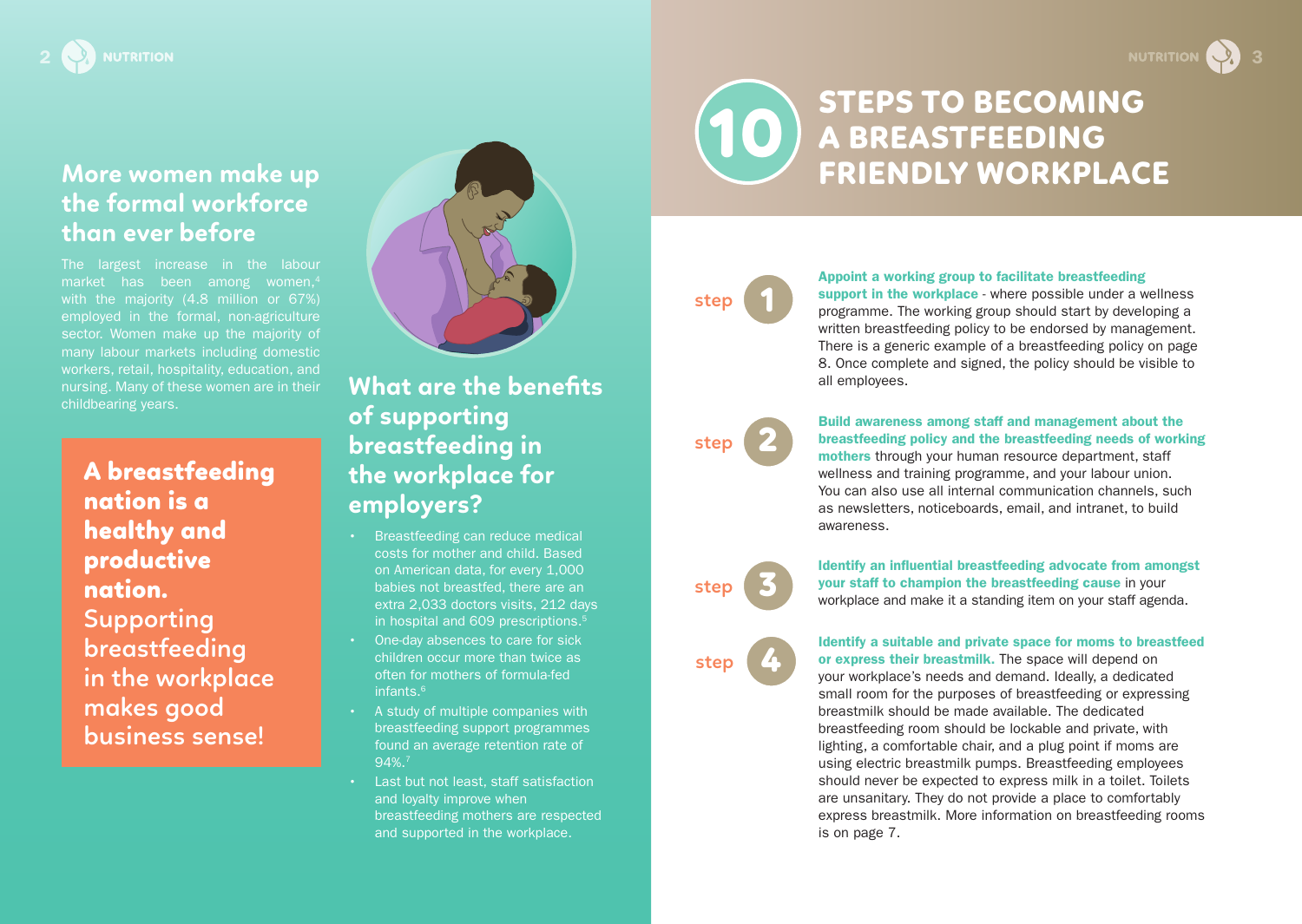## More women make up the formal workforce than ever before

The largest increase in the labour market has been among women,[4] with the majority (4.8 million or 67%) employed in the formal, non-agriculture sector. Women make up the majority of many labour markets including domestic workers, retail, hospitality, education, and nursing. Many of these women are in their childbearing years.

**A breastfeeding nation is a healthy and productive nation.** Supporting breastfeeding in the workplace makes good business sense!

## What are the benefits of supporting breastfeeding in the workplace for employers?

- Breastfeeding can reduce medical costs for mother and child. Based on American data, for every 1,000 babies not breastfed, there are an extra 2,033 doctors visits, 212 days in hospital and 609 prescriptions.[5]
- One-day absences to care for sick children occur more than twice as often for mothers of formula-fed infants.[6]
- A study of multiple companies with breastfeeding support programmes found an average retention rate of 94%.[7]
- Last but not least, staff satisfaction and loyalty improve when breastfeeding mothers are respected and supported in the workplace.

# 10 STEPS TO BECOMING A BREASTFEEDING FRIENDLY WORKPLACE

**step 1**

**Appoint a working group to facilitate breastfeeding support in the workplace** - where possible under a wellness programme. The working group should start by developing a written breastfeeding policy to be endorsed by management. There is a generic example of a breastfeeding policy on page 8. Once complete and signed, the policy should be visible to all employees.

**step 2**

**Build awareness among staff and management about the breastfeeding policy and the breastfeeding needs of working mothers** through your human resource department, staff wellness and training programme, and your labour union. You can also use all internal communication channels, such as newsletters, noticeboards, email, and intranet, to build awareness.

**step 3**

**Identify an influential breastfeeding advocate from amongst your staff to champion the breastfeeding cause** in your workplace and make it a standing item on your staff agenda.

**step 4**

**Identify a suitable and private space for moms to breastfeed or express their breastmilk.** The space will depend on your workplace's needs and demand. Ideally, a dedicated small room for the purposes of breastfeeding or expressing breastmilk should be made available. The dedicated breastfeeding room should be lockable and private, with lighting, a comfortable chair, and a plug point if moms are using electric breastmilk pumps. Breastfeeding employees should never be expected to express milk in a toilet. Toilets are unsanitary. They do not provide a place to comfortably express breastmilk. More information on breastfeeding rooms is on page 7.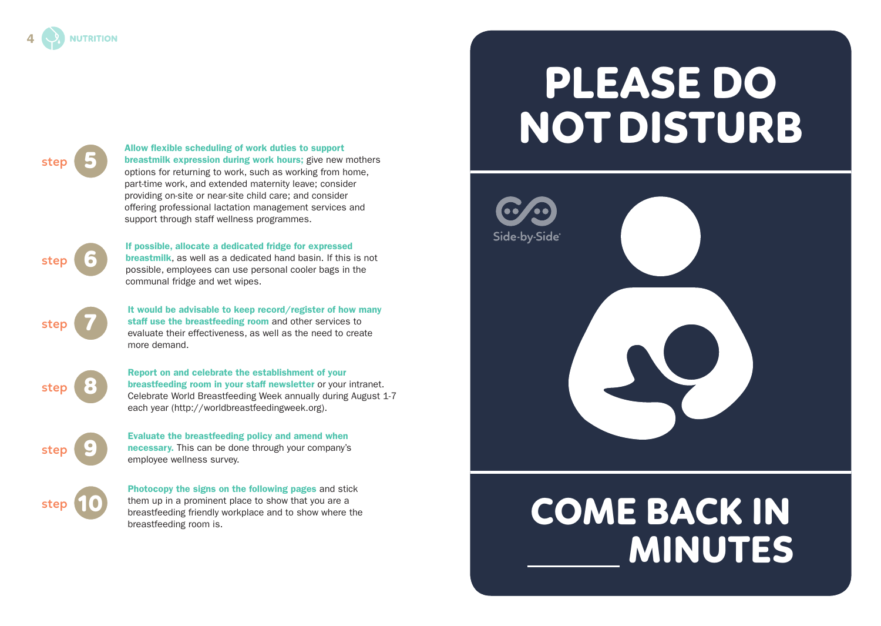**step 5** **Allow flexible scheduling of work duties to support breastmilk expression during work hours;** give new mothers options for returning to work, such as working from home, part-time work, and extended maternity leave; consider providing on-site or near-site child care; and consider offering professional lactation management services and support through staff wellness programmes.

**step 6** **If possible, allocate a dedicated fridge for expressed breastmilk**, as well as a dedicated hand basin. If this is not possible, employees can use personal cooler bags in the communal fridge and wet wipes.

**step 7** **It would be advisable to keep record/register of how many staff use the breastfeeding room** and other services to evaluate their effectiveness, as well as the need to create more demand.

**step 8** **Report on and celebrate the establishment of your breastfeeding room in your staff newsletter** or your intranet. Celebrate World Breastfeeding Week annually during August 1-7 each year (http://worldbreastfeedingweek.org).

**step 9** **Evaluate the breastfeeding policy and amend when necessary.** This can be done through your company's employee wellness survey.

**step 10** **Photocopy the signs on the following pages** and stick them up in a prominent place to show that you are a breastfeeding friendly workplace and to show where the breastfeeding room is.

# PLEASE DO NOT DISTURB

Side-by-Side

# COME BACK IN _____ MINUTES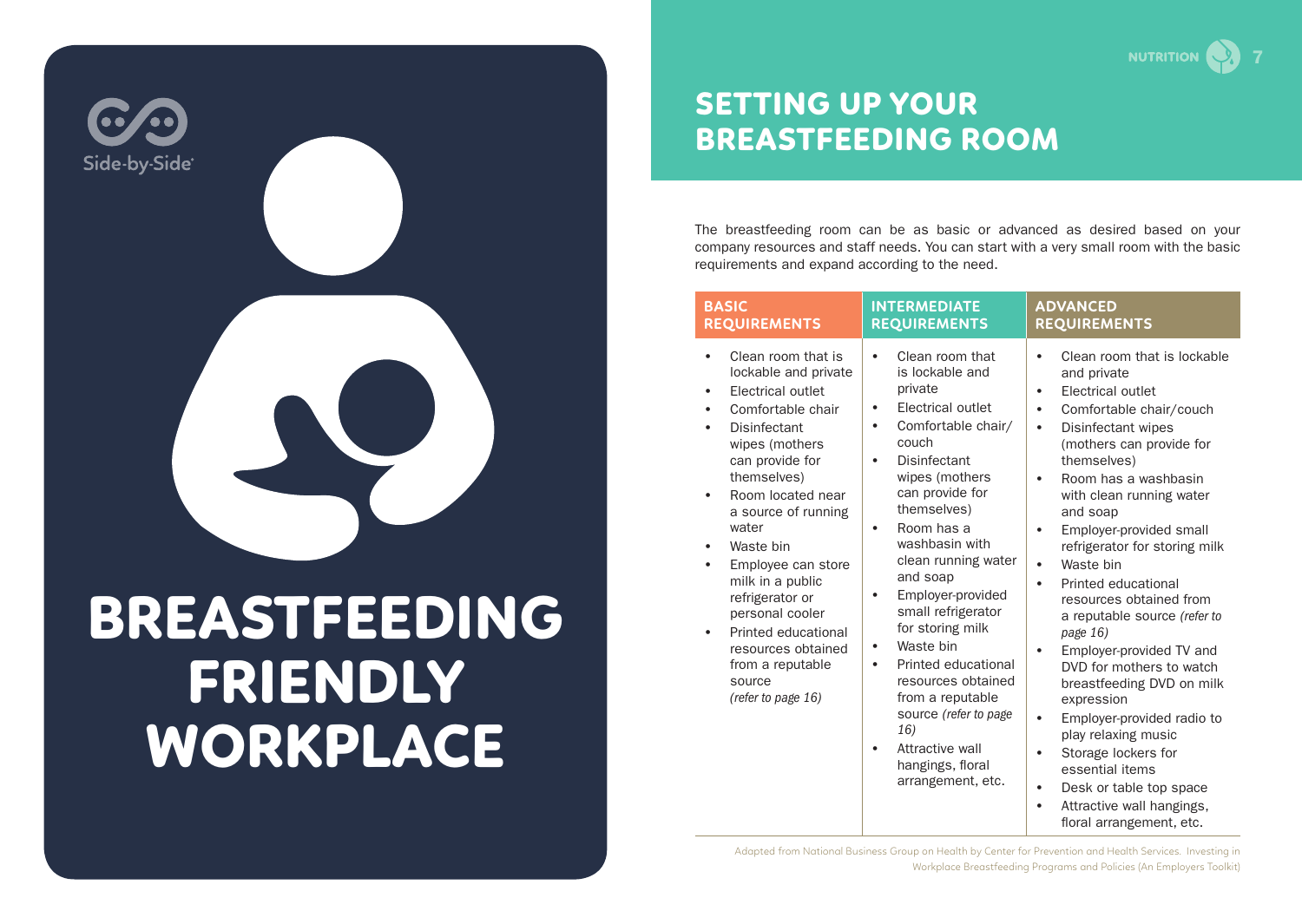Side-by-Side®

# BREASTFEEDING FRIENDLY WORKPLACE

## SETTING UP YOUR BREASTFEEDING ROOM

The breastfeeding room can be as basic or advanced as desired based on your company resources and staff needs. You can start with a very small room with the basic requirements and expand according to the need.

| BASIC REQUIREMENTS | INTERMEDIATE REQUIREMENTS | ADVANCED REQUIREMENTS |
|---|---|---|
| • Clean room that is lockable and private<br>• Electrical outlet<br>• Comfortable chair<br>• Disinfectant wipes (mothers can provide for themselves)<br>• Room located near a source of running water<br>• Waste bin<br>• Employee can store milk in a public refrigerator or personal cooler<br>• Printed educational resources obtained from a reputable source *(refer to page 16)* | • Clean room that is lockable and private<br>• Electrical outlet<br>• Comfortable chair/couch<br>• Disinfectant wipes (mothers can provide for themselves)<br>• Room has a washbasin with clean running water and soap<br>• Employer-provided small refrigerator for storing milk<br>• Waste bin<br>• Printed educational resources obtained from a reputable source *(refer to page 16)*<br>• Attractive wall hangings, floral arrangement, etc. | • Clean room that is lockable and private<br>• Electrical outlet<br>• Comfortable chair/couch<br>• Disinfectant wipes (mothers can provide for themselves)<br>• Room has a washbasin with clean running water and soap<br>• Employer-provided small refrigerator for storing milk<br>• Waste bin<br>• Printed educational resources obtained from a reputable source *(refer to page 16)*<br>• Employer-provided TV and DVD for mothers to watch breastfeeding DVD on milk expression<br>• Employer-provided radio to play relaxing music<br>• Storage lockers for essential items<br>• Desk or table top space<br>• Attractive wall hangings, floral arrangement, etc. |

Adapted from National Business Group on Health by Center for Prevention and Health Services. Investing in Workplace Breastfeeding Programs and Policies (An Employers Toolkit)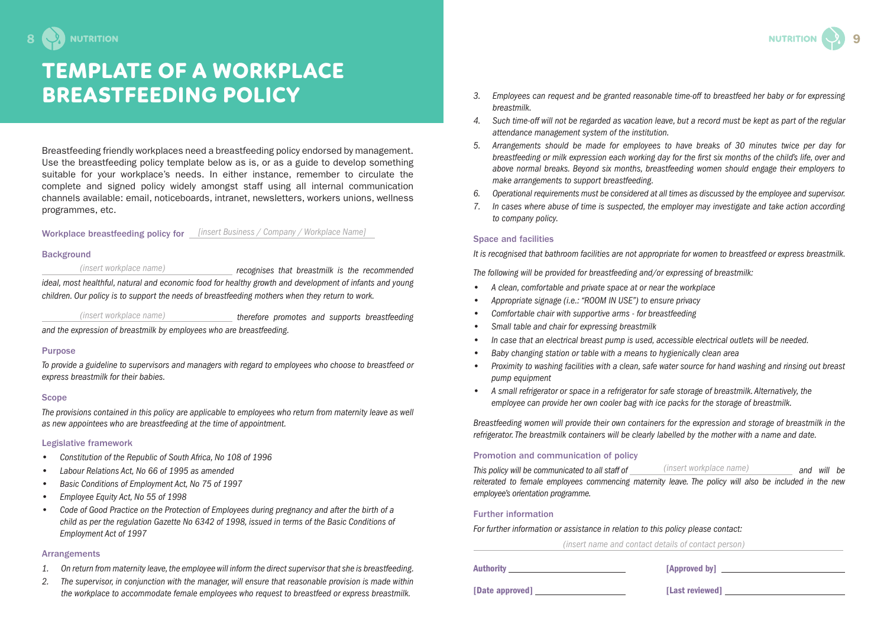# TEMPLATE OF A WORKPLACE BREASTFEEDING POLICY

Breastfeeding friendly workplaces need a breastfeeding policy endorsed by management. Use the breastfeeding policy template below as is, or as a guide to develop something suitable for your workplace's needs. In either instance, remember to circulate the complete and signed policy widely amongst staff using all internal communication channels available: email, noticeboards, intranet, newsletters, workers unions, wellness programmes, etc.

**Workplace breastfeeding policy for** *[insert Business / Company / Workplace Name]*

### Background

*(insert workplace name)* *recognises that breastmilk is the recommended ideal, most healthful, natural and economic food for healthy growth and development of infants and young children. Our policy is to support the needs of breastfeeding mothers when they return to work.*

*(insert workplace name)* *therefore promotes and supports breastfeeding and the expression of breastmilk by employees who are breastfeeding.*

### Purpose

*To provide a guideline to supervisors and managers with regard to employees who choose to breastfeed or express breastmilk for their babies.*

### Scope

*The provisions contained in this policy are applicable to employees who return from maternity leave as well as new appointees who are breastfeeding at the time of appointment.*

### Legislative framework

- *Constitution of the Republic of South Africa, No 108 of 1996*
- *Labour Relations Act, No 66 of 1995 as amended*
- *Basic Conditions of Employment Act, No 75 of 1997*
- *Employee Equity Act, No 55 of 1998*
- *Code of Good Practice on the Protection of Employees during pregnancy and after the birth of a child as per the regulation Gazette No 6342 of 1998, issued in terms of the Basic Conditions of Employment Act of 1997*

### Arrangements

1. *On return from maternity leave, the employee will inform the direct supervisor that she is breastfeeding.*
2. *The supervisor, in conjunction with the manager, will ensure that reasonable provision is made within the workplace to accommodate female employees who request to breastfeed or express breastmilk.*
3. *Employees can request and be granted reasonable time-off to breastfeed her baby or for expressing breastmilk.*
4. *Such time-off will not be regarded as vacation leave, but a record must be kept as part of the regular attendance management system of the institution.*
5. *Arrangements should be made for employees to have breaks of 30 minutes twice per day for breastfeeding or milk expression each working day for the first six months of the child's life, over and above normal breaks. Beyond six months, breastfeeding women should engage their employers to make arrangements to support breastfeeding.*
6. *Operational requirements must be considered at all times as discussed by the employee and supervisor.*
7. *In cases where abuse of time is suspected, the employer may investigate and take action according to company policy.*

### Space and facilities

*It is recognised that bathroom facilities are not appropriate for women to breastfeed or express breastmilk.*

*The following will be provided for breastfeeding and/or expressing of breastmilk:*

- *A clean, comfortable and private space at or near the workplace*
- *Appropriate signage (i.e.: "ROOM IN USE") to ensure privacy*
- *Comfortable chair with supportive arms - for breastfeeding*
- *Small table and chair for expressing breastmilk*
- *In case that an electrical breast pump is used, accessible electrical outlets will be needed.*
- *Baby changing station or table with a means to hygienically clean area*
- *Proximity to washing facilities with a clean, safe water source for hand washing and rinsing out breast pump equipment*
- *A small refrigerator or space in a refrigerator for safe storage of breastmilk. Alternatively, the employee can provide her own cooler bag with ice packs for the storage of breastmilk.*

*Breastfeeding women will provide their own containers for the expression and storage of breastmilk in the refrigerator. The breastmilk containers will be clearly labelled by the mother with a name and date.*

### Promotion and communication of policy

*This policy will be communicated to all staff of* *(insert workplace name)* *and will be reiterated to female employees commencing maternity leave. The policy will also be included in the new employee's orientation programme.*

### Further information

*For further information or assistance in relation to this policy please contact:*

*(insert name and contact details of contact person)*

**Authority** ______________________ **[Approved by]** ______________________

**[Date approved]** ______________________ **[Last reviewed]** ______________________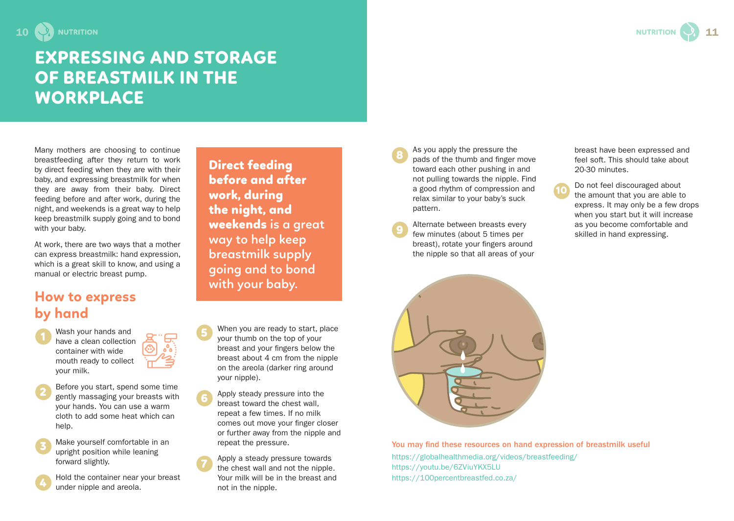# EXPRESSING AND STORAGE OF BREASTMILK IN THE WORKPLACE

Many mothers are choosing to continue breastfeeding after they return to work by direct feeding when they are with their baby, and expressing breastmilk for when they are away from their baby. Direct feeding before and after work, during the night, and weekends is a great way to help keep breastmilk supply going and to bond with your baby.

At work, there are two ways that a mother can express breastmilk: hand expression, which is a great skill to know, and using a manual or electric breast pump.

> **Direct feeding before and after work, during the night, and weekends** is a great way to help keep breastmilk supply going and to bond with your baby.

## How to express by hand

1. Wash your hands and have a clean collection container with wide mouth ready to collect your milk.
2. Before you start, spend some time gently massaging your breasts with your hands. You can use a warm cloth to add some heat which can help.
3. Make yourself comfortable in an upright position while leaning forward slightly.
4. Hold the container near your breast under nipple and areola.
5. When you are ready to start, place your thumb on the top of your breast and your fingers below the breast about 4 cm from the nipple on the areola (darker ring around your nipple).
6. Apply steady pressure into the breast toward the chest wall, repeat a few times. If no milk comes out move your finger closer or further away from the nipple and repeat the pressure.
7. Apply a steady pressure towards the chest wall and not the nipple. Your milk will be in the breast and not in the nipple.
8. As you apply the pressure the pads of the thumb and finger move toward each other pushing in and not pulling towards the nipple. Find a good rhythm of compression and relax similar to your baby's suck pattern.
9. Alternate between breasts every few minutes (about 5 times per breast), rotate your fingers around the nipple so that all areas of your breast have been expressed and feel soft. This should take about 20-30 minutes.
10. Do not feel discouraged about the amount that you are able to express. It may only be a few drops when you start but it will increase as you become comfortable and skilled in hand expressing.

**You may find these resources on hand expression of breastmilk useful**

https://globalhealthmedia.org/videos/breastfeeding/
https://youtu.be/6ZViuYKX5LU
https://100percentbreastfed.co.za/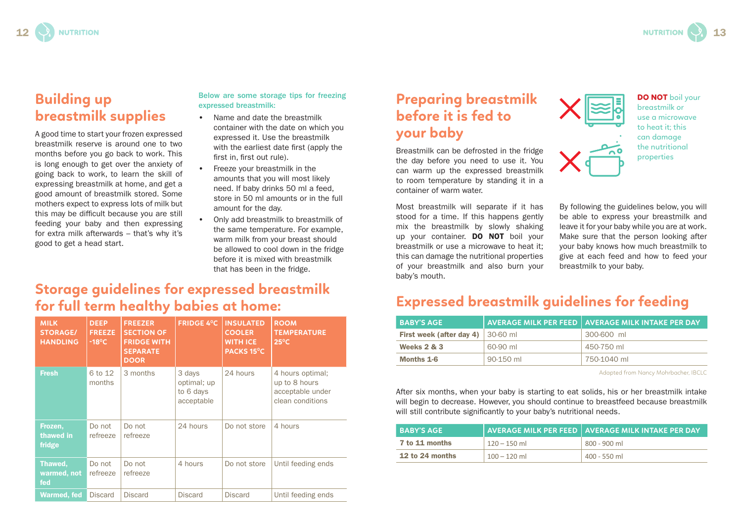## Building up breastmilk supplies

A good time to start your frozen expressed breastmilk reserve is around one to two months before you go back to work. This is long enough to get over the anxiety of going back to work, to learn the skill of expressing breastmilk at home, and get a good amount of breastmilk stored. Some mothers expect to express lots of milk but this may be difficult because you are still feeding your baby and then expressing for extra milk afterwards – that's why it's good to get a head start.

**Below are some storage tips for freezing expressed breastmilk:**

- Name and date the breastmilk container with the date on which you expressed it. Use the breastmilk with the earliest date first (apply the first in, first out rule).
- Freeze your breastmilk in the amounts that you will most likely need. If baby drinks 50 ml a feed, store in 50 ml amounts or in the full amount for the day.
- Only add breastmilk to breastmilk of the same temperature. For example, warm milk from your breast should be allowed to cool down in the fridge before it is mixed with breastmilk that has been in the fridge.

## Storage guidelines for expressed breastmilk for full term healthy babies at home:

| MILK STORAGE/ HANDLING | DEEP FREEZE -18°C | FREEZER SECTION OF FRIDGE WITH SEPARATE DOOR | FRIDGE 4°C | INSULATED COOLER WITH ICE PACKS 15°C | ROOM TEMPERATURE 25°C |
|---|---|---|---|---|---|
| **Fresh** | 6 to 12 months | 3 months | 3 days optimal; up to 6 days acceptable | 24 hours | 4 hours optimal; up to 8 hours acceptable under clean conditions |
| **Frozen, thawed in fridge** | Do not refreeze | Do not refreeze | 24 hours | Do not store | 4 hours |
| **Thawed, warmed, not fed** | Do not refreeze | Do not refreeze | 4 hours | Do not store | Until feeding ends |
| **Warmed, fed** | Discard | Discard | Discard | Discard | Until feeding ends |

## Preparing breastmilk before it is fed to your baby

**DO NOT** boil your breastmilk or use a microwave to heat it; this can damage the nutritional properties

Breastmilk can be defrosted in the fridge the day before you need to use it. You can warm up the expressed breastmilk to room temperature by standing it in a container of warm water.

Most breastmilk will separate if it has stood for a time. If this happens gently mix the breastmilk by slowly shaking up your container. **DO NOT** boil your breastmilk or use a microwave to heat it; this can damage the nutritional properties of your breastmilk and also burn your baby's mouth.

By following the guidelines below, you will be able to express your breastmilk and leave it for your baby while you are at work. Make sure that the person looking after your baby knows how much breastmilk to give at each feed and how to feed your breastmilk to your baby.

## Expressed breastmilk guidelines for feeding

| BABY'S AGE | AVERAGE MILK PER FEED | AVERAGE MILK INTAKE PER DAY |
|---|---|---|
| **First week (after day 4)** | 30-60 ml | 300-600 ml |
| **Weeks 2 & 3** | 60-90 ml | 450-750 ml |
| **Months 1-6** | 90-150 ml | 750-1040 ml |

Adapted from Nancy Mohrbacher, IBCLC

After six months, when your baby is starting to eat solids, his or her breastmilk intake will begin to decrease. However, you should continue to breastfeed because breastmilk will still contribute significantly to your baby's nutritional needs.

| BABY'S AGE | AVERAGE MILK PER FEED | AVERAGE MILK INTAKE PER DAY |
|---|---|---|
| **7 to 11 months** | 120 – 150 ml | 800 - 900 ml |
| **12 to 24 months** | 100 – 120 ml | 400 - 550 ml |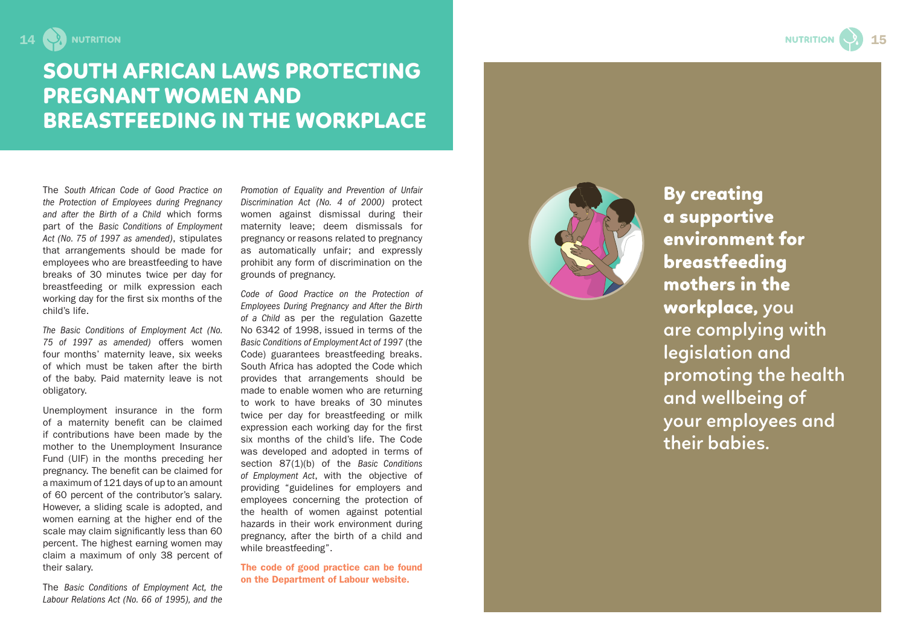# SOUTH AFRICAN LAWS PROTECTING PREGNANT WOMEN AND BREASTFEEDING IN THE WORKPLACE

The *South African Code of Good Practice on the Protection of Employees during Pregnancy and after the Birth of a Child* which forms part of the *Basic Conditions of Employment Act (No. 75 of 1997 as amended)*, stipulates that arrangements should be made for employees who are breastfeeding to have breaks of 30 minutes twice per day for breastfeeding or milk expression each working day for the first six months of the child's life.

*The Basic Conditions of Employment Act (No. 75 of 1997 as amended)* offers women four months' maternity leave, six weeks of which must be taken after the birth of the baby. Paid maternity leave is not obligatory.

Unemployment insurance in the form of a maternity benefit can be claimed if contributions have been made by the mother to the Unemployment Insurance Fund (UIF) in the months preceding her pregnancy. The benefit can be claimed for a maximum of 121 days of up to an amount of 60 percent of the contributor's salary. However, a sliding scale is adopted, and women earning at the higher end of the scale may claim significantly less than 60 percent. The highest earning women may claim a maximum of only 38 percent of their salary.

The *Basic Conditions of Employment Act, the Labour Relations Act (No. 66 of 1995), and the Promotion of Equality and Prevention of Unfair Discrimination Act (No. 4 of 2000)* protect women against dismissal during their maternity leave; deem dismissals for pregnancy or reasons related to pregnancy as automatically unfair; and expressly prohibit any form of discrimination on the grounds of pregnancy.

*Code of Good Practice on the Protection of Employees During Pregnancy and After the Birth of a Child* as per the regulation Gazette No 6342 of 1998, issued in terms of the *Basic Conditions of Employment Act of 1997* (the Code) guarantees breastfeeding breaks. South Africa has adopted the Code which provides that arrangements should be made to enable women who are returning to work to have breaks of 30 minutes twice per day for breastfeeding or milk expression each working day for the first six months of the child's life. The Code was developed and adopted in terms of section 87(1)(b) of the *Basic Conditions of Employment Act*, with the objective of providing "guidelines for employers and employees concerning the protection of the health of women against potential hazards in their work environment during pregnancy, after the birth of a child and while breastfeeding".

**The code of good practice can be found on the Department of Labour website.**

**By creating a supportive environment for breastfeeding mothers in the workplace,** you are complying with legislation and promoting the health and wellbeing of your employees and their babies.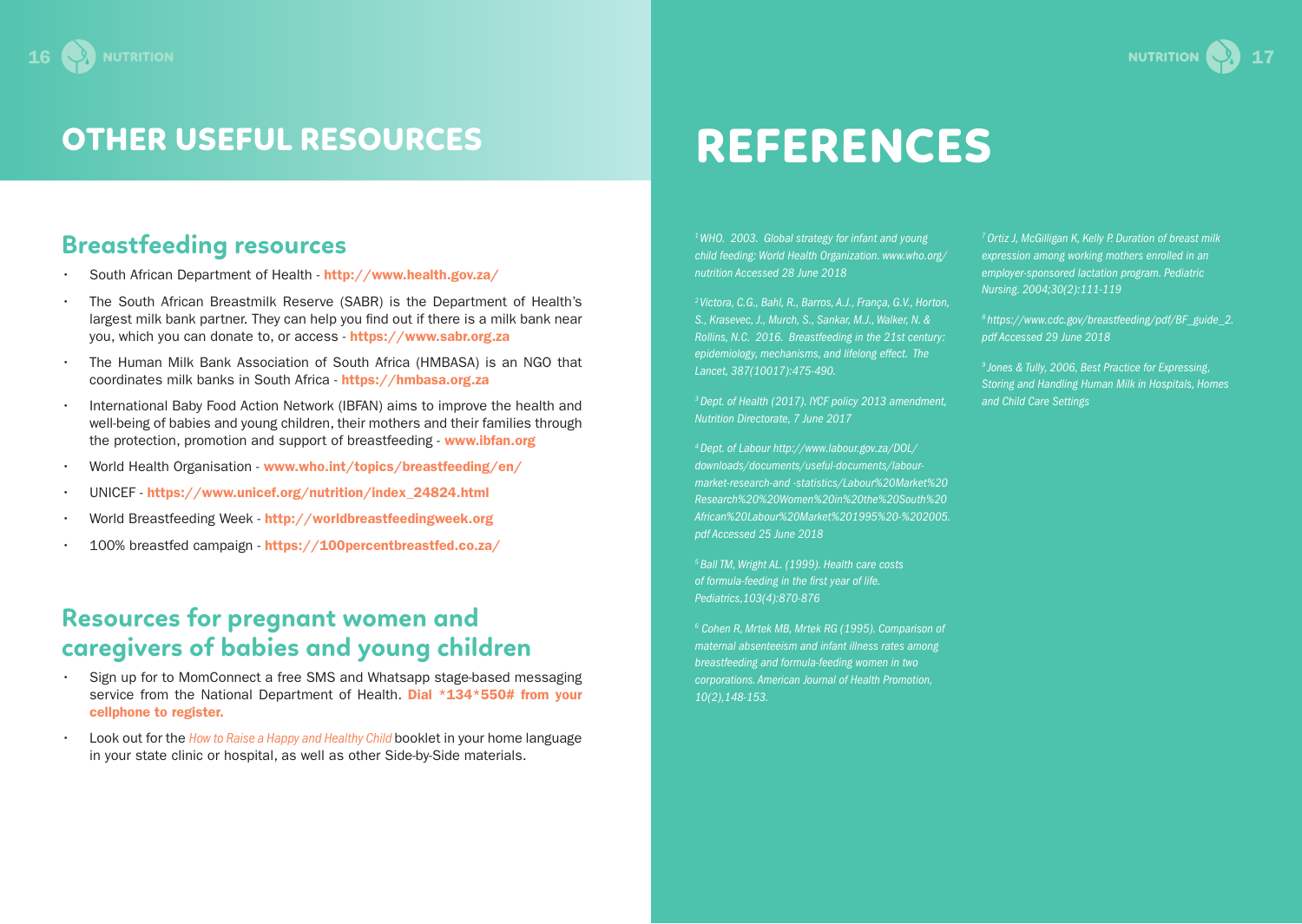# OTHER USEFUL RESOURCES

## Breastfeeding resources

- South African Department of Health - **http://www.health.gov.za/**
- The South African Breastmilk Reserve (SABR) is the Department of Health's largest milk bank partner. They can help you find out if there is a milk bank near you, which you can donate to, or access - **https://www.sabr.org.za**
- The Human Milk Bank Association of South Africa (HMBASA) is an NGO that coordinates milk banks in South Africa - **https://hmbasa.org.za**
- International Baby Food Action Network (IBFAN) aims to improve the health and well-being of babies and young children, their mothers and their families through the protection, promotion and support of breastfeeding - **www.ibfan.org**
- World Health Organisation - **www.who.int/topics/breastfeeding/en/**
- UNICEF - **https://www.unicef.org/nutrition/index_24824.html**
- World Breastfeeding Week - **http://worldbreastfeedingweek.org**
- 100% breastfed campaign - **https://100percentbreastfed.co.za/**

## Resources for pregnant women and caregivers of babies and young children

- Sign up for to MomConnect a free SMS and Whatsapp stage-based messaging service from the National Department of Health. **Dial *134*550# from your cellphone to register.**
- Look out for the *How to Raise a Happy and Healthy Child* booklet in your home language in your state clinic or hospital, as well as other Side-by-Side materials.

# REFERENCES

*[1] WHO. 2003. Global strategy for infant and young child feeding: World Health Organization. www.who.org/nutrition Accessed 28 June 2018*

*[2] Victora, C.G., Bahl, R., Barros, A.J., França, G.V., Horton, S., Krasevec, J., Murch, S., Sankar, M.J., Walker, N. & Rollins, N.C. 2016. Breastfeeding in the 21st century: epidemiology, mechanisms, and lifelong effect. The Lancet, 387(10017):475-490.*

*[3] Dept. of Health (2017). IYCF policy 2013 amendment, Nutrition Directorate, 7 June 2017*

*[4] Dept. of Labour http://www.labour.gov.za/DOL/downloads/documents/useful-documents/labour-market-research-and -statistics/Labour%20Market%20Research%20%20Women%20in%20the%20South%20African%20Labour%20Market%201995%20-%202005.pdf Accessed 25 June 2018*

*[5] Ball TM, Wright AL. (1999). Health care costs of formula-feeding in the first year of life. Pediatrics,103(4):870-876*

*[6] Cohen R, Mrtek MB, Mrtek RG (1995). Comparison of maternal absenteeism and infant illness rates among breastfeeding and formula-feeding women in two corporations. American Journal of Health Promotion, 10(2),148-153.*

*[7] Ortiz J, McGilligan K, Kelly P. Duration of breast milk expression among working mothers enrolled in an employer-sponsored lactation program. Pediatric Nursing. 2004;30(2):111-119*

*[8] https://www.cdc.gov/breastfeeding/pdf/BF_guide_2.pdf Accessed 29 June 2018*

*[9] Jones & Tully, 2006, Best Practice for Expressing, Storing and Handling Human Milk in Hospitals, Homes and Child Care Settings*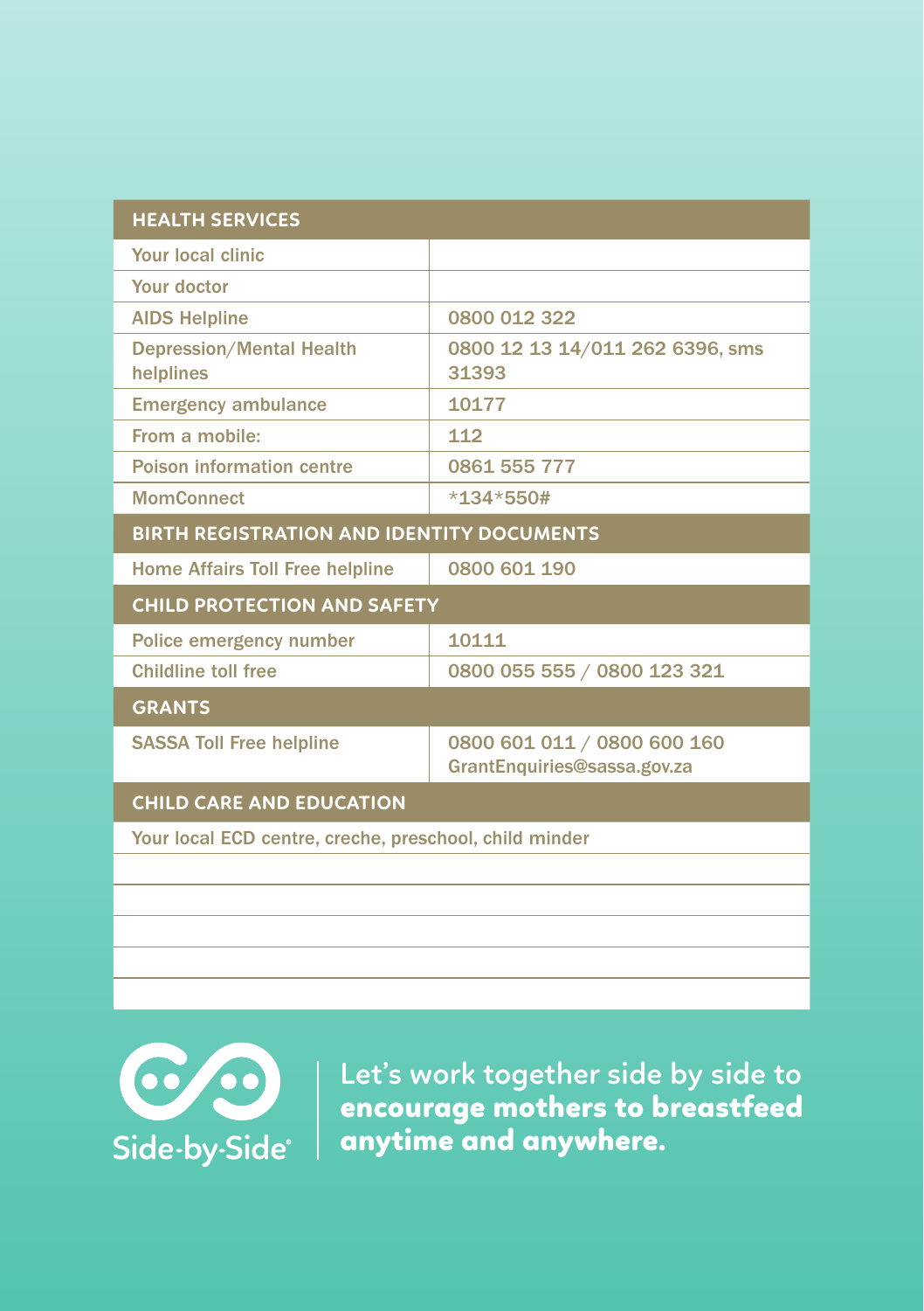| HEALTH SERVICES | |
| --- | --- |
| Your local clinic | |
| Your doctor | |
| AIDS Helpline | 0800 012 322 |
| Depression/Mental Health helplines | 0800 12 13 14/011 262 6396, sms 31393 |
| Emergency ambulance | 10177 |
| From a mobile: | 112 |
| Poison information centre | 0861 555 777 |
| MomConnect | *134*550# |
| **BIRTH REGISTRATION AND IDENTITY DOCUMENTS** | |
| Home Affairs Toll Free helpline | 0800 601 190 |
| **CHILD PROTECTION AND SAFETY** | |
| Police emergency number | 10111 |
| Childline toll free | 0800 055 555 / 0800 123 321 |
| **GRANTS** | |
| SASSA Toll Free helpline | 0800 601 011 / 0800 600 160 GrantEnquiries@sassa.gov.za |
| **CHILD CARE AND EDUCATION** | |
| Your local ECD centre, creche, preschool, child minder | |
| | |
| | |
| | |
| | |
| | |

Side-by-Side®

Let's work together side by side to **encourage mothers to breastfeed anytime and anywhere.**